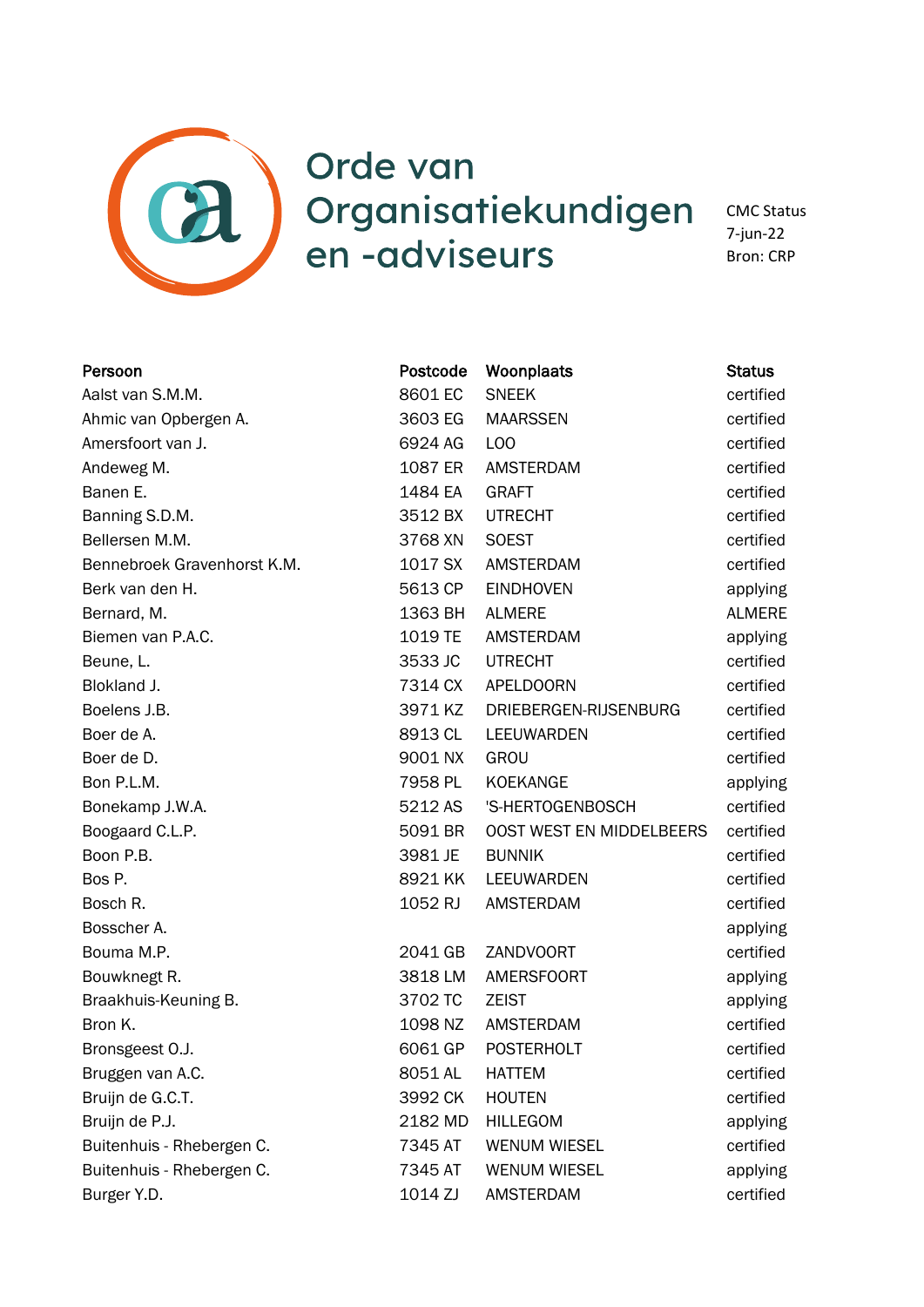# Orde van Organisatiekundigen en -adviseurs

CMC Status
7-jun-22
Bron: CRP

| Persoon | Postcode | Woonplaats | Status |
|---|---|---|---|
| Aalst van S.M.M. | 8601 EC | SNEEK | certified |
| Ahmic van Opbergen A. | 3603 EG | MAARSSEN | certified |
| Amersfoort van J. | 6924 AG | LOO | certified |
| Andeweg M. | 1087 ER | AMSTERDAM | certified |
| Banen E. | 1484 EA | GRAFT | certified |
| Banning S.D.M. | 3512 BX | UTRECHT | certified |
| Bellersen M.M. | 3768 XN | SOEST | certified |
| Bennebroek Gravenhorst K.M. | 1017 SX | AMSTERDAM | certified |
| Berk van den H. | 5613 CP | EINDHOVEN | applying |
| Bernard, M. | 1363 BH | ALMERE | ALMERE |
| Biemen van P.A.C. | 1019 TE | AMSTERDAM | applying |
| Beune, L. | 3533 JC | UTRECHT | certified |
| Blokland J. | 7314 CX | APELDOORN | certified |
| Boelens J.B. | 3971 KZ | DRIEBERGEN-RIJSENBURG | certified |
| Boer de A. | 8913 CL | LEEUWARDEN | certified |
| Boer de D. | 9001 NX | GROU | certified |
| Bon P.L.M. | 7958 PL | KOEKANGE | applying |
| Bonekamp J.W.A. | 5212 AS | 'S-HERTOGENBOSCH | certified |
| Boogaard C.L.P. | 5091 BR | OOST WEST EN MIDDELBEERS | certified |
| Boon P.B. | 3981 JE | BUNNIK | certified |
| Bos P. | 8921 KK | LEEUWARDEN | certified |
| Bosch R. | 1052 RJ | AMSTERDAM | certified |
| Bosscher A. | | | applying |
| Bouma M.P. | 2041 GB | ZANDVOORT | certified |
| Bouwknegt R. | 3818 LM | AMERSFOORT | applying |
| Braakhuis-Keuning B. | 3702 TC | ZEIST | applying |
| Bron K. | 1098 NZ | AMSTERDAM | certified |
| Bronsgeest O.J. | 6061 GP | POSTERHOLT | certified |
| Bruggen van A.C. | 8051 AL | HATTEM | certified |
| Bruijn de G.C.T. | 3992 CK | HOUTEN | certified |
| Bruijn de P.J. | 2182 MD | HILLEGOM | applying |
| Buitenhuis - Rhebergen C. | 7345 AT | WENUM WIESEL | certified |
| Buitenhuis - Rhebergen C. | 7345 AT | WENUM WIESEL | applying |
| Burger Y.D. | 1014 ZJ | AMSTERDAM | certified |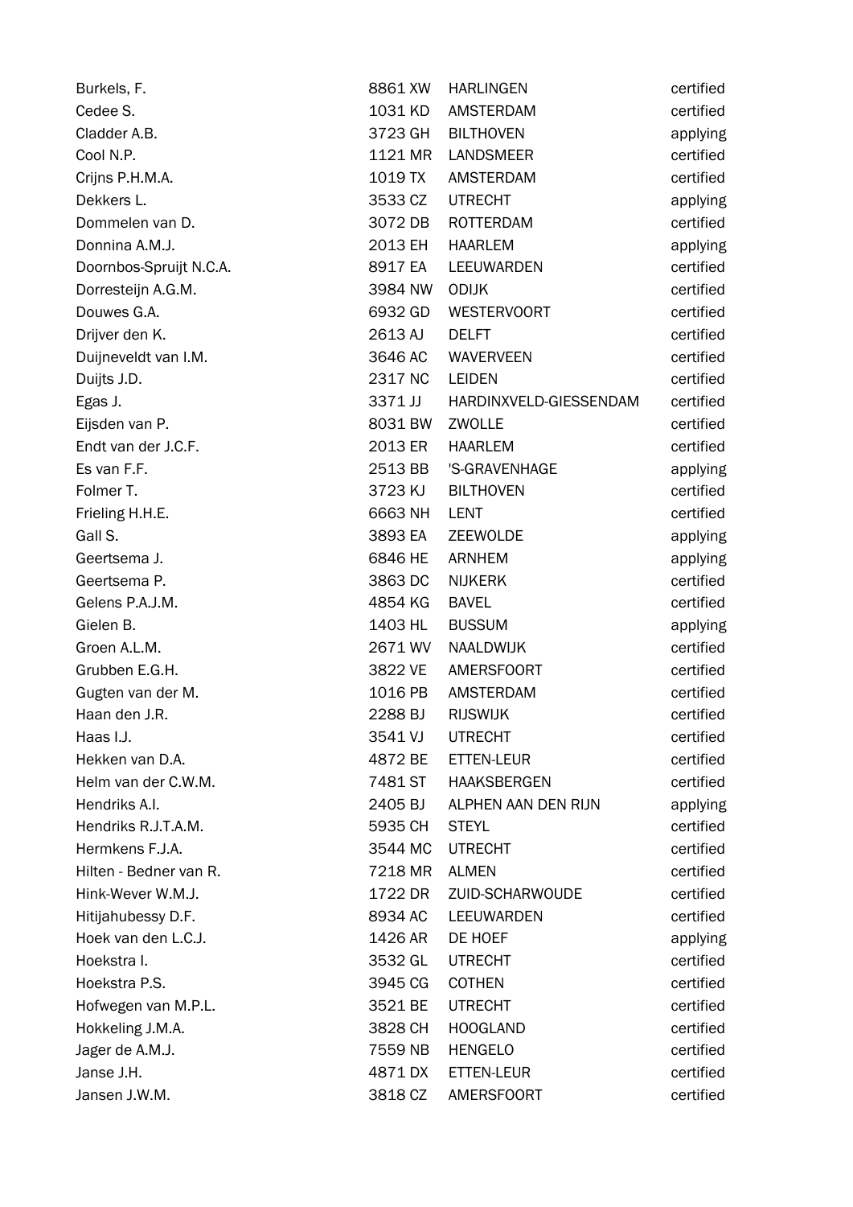| | | | |
|---|---|---|---|
| Burkels, F. | 8861 XW | HARLINGEN | certified |
| Cedee S. | 1031 KD | AMSTERDAM | certified |
| Cladder A.B. | 3723 GH | BILTHOVEN | applying |
| Cool N.P. | 1121 MR | LANDSMEER | certified |
| Crijns P.H.M.A. | 1019 TX | AMSTERDAM | certified |
| Dekkers L. | 3533 CZ | UTRECHT | applying |
| Dommelen van D. | 3072 DB | ROTTERDAM | certified |
| Donnina A.M.J. | 2013 EH | HAARLEM | applying |
| Doornbos-Spruijt N.C.A. | 8917 EA | LEEUWARDEN | certified |
| Dorresteijn A.G.M. | 3984 NW | ODIJK | certified |
| Douwes G.A. | 6932 GD | WESTERVOORT | certified |
| Drijver den K. | 2613 AJ | DELFT | certified |
| Duijneveldt van I.M. | 3646 AC | WAVERVEEN | certified |
| Duijts J.D. | 2317 NC | LEIDEN | certified |
| Egas J. | 3371 JJ | HARDINXVELD-GIESSENDAM | certified |
| Eijsden van P. | 8031 BW | ZWOLLE | certified |
| Endt van der J.C.F. | 2013 ER | HAARLEM | certified |
| Es van F.F. | 2513 BB | 'S-GRAVENHAGE | applying |
| Folmer T. | 3723 KJ | BILTHOVEN | certified |
| Frieling H.H.E. | 6663 NH | LENT | certified |
| Gall S. | 3893 EA | ZEEWOLDE | applying |
| Geertsema J. | 6846 HE | ARNHEM | applying |
| Geertsema P. | 3863 DC | NIJKERK | certified |
| Gelens P.A.J.M. | 4854 KG | BAVEL | certified |
| Gielen B. | 1403 HL | BUSSUM | applying |
| Groen A.L.M. | 2671 WV | NAALDWIJK | certified |
| Grubben E.G.H. | 3822 VE | AMERSFOORT | certified |
| Gugten van der M. | 1016 PB | AMSTERDAM | certified |
| Haan den J.R. | 2288 BJ | RIJSWIJK | certified |
| Haas I.J. | 3541 VJ | UTRECHT | certified |
| Hekken van D.A. | 4872 BE | ETTEN-LEUR | certified |
| Helm van der C.W.M. | 7481 ST | HAAKSBERGEN | certified |
| Hendriks A.I. | 2405 BJ | ALPHEN AAN DEN RIJN | applying |
| Hendriks R.J.T.A.M. | 5935 CH | STEYL | certified |
| Hermkens F.J.A. | 3544 MC | UTRECHT | certified |
| Hilten - Bedner van R. | 7218 MR | ALMEN | certified |
| Hink-Wever W.M.J. | 1722 DR | ZUID-SCHARWOUDE | certified |
| Hitijahubessy D.F. | 8934 AC | LEEUWARDEN | certified |
| Hoek van den L.C.J. | 1426 AR | DE HOEF | applying |
| Hoekstra I. | 3532 GL | UTRECHT | certified |
| Hoekstra P.S. | 3945 CG | COTHEN | certified |
| Hofwegen van M.P.L. | 3521 BE | UTRECHT | certified |
| Hokkeling J.M.A. | 3828 CH | HOOGLAND | certified |
| Jager de A.M.J. | 7559 NB | HENGELO | certified |
| Janse J.H. | 4871 DX | ETTEN-LEUR | certified |
| Jansen J.W.M. | 3818 CZ | AMERSFOORT | certified |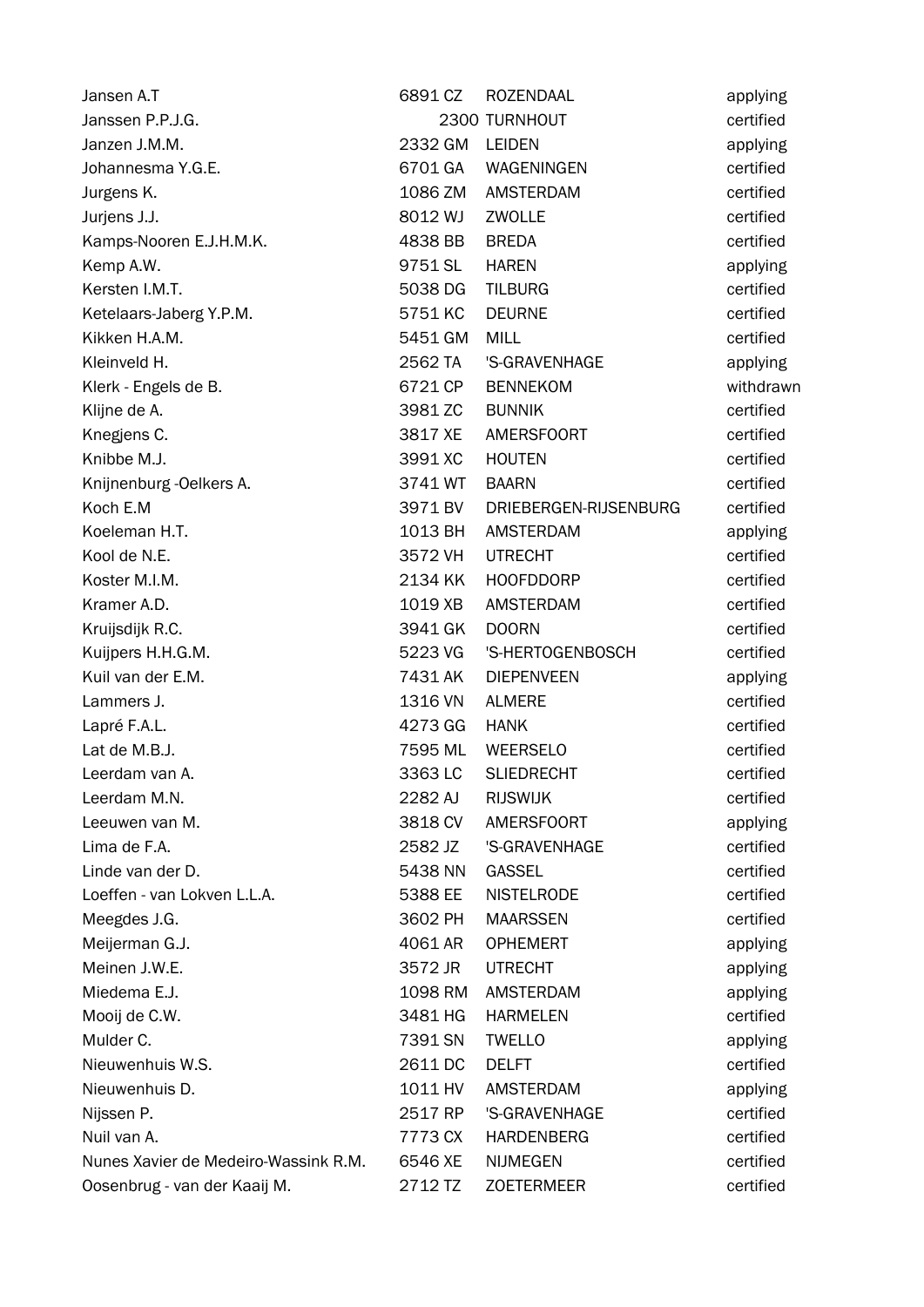| | | | |
|---|---|---|---|
| Jansen A.T | 6891 CZ | ROZENDAAL | applying |
| Janssen P.P.J.G. | 2300 | TURNHOUT | certified |
| Janzen J.M.M. | 2332 GM | LEIDEN | applying |
| Johannesma Y.G.E. | 6701 GA | WAGENINGEN | certified |
| Jurgens K. | 1086 ZM | AMSTERDAM | certified |
| Jurjens J.J. | 8012 WJ | ZWOLLE | certified |
| Kamps-Nooren E.J.H.M.K. | 4838 BB | BREDA | certified |
| Kemp A.W. | 9751 SL | HAREN | applying |
| Kersten I.M.T. | 5038 DG | TILBURG | certified |
| Ketelaars-Jaberg Y.P.M. | 5751 KC | DEURNE | certified |
| Kikken H.A.M. | 5451 GM | MILL | certified |
| Kleinveld H. | 2562 TA | 'S-GRAVENHAGE | applying |
| Klerk - Engels de B. | 6721 CP | BENNEKOM | withdrawn |
| Klijne de A. | 3981 ZC | BUNNIK | certified |
| Knegjens C. | 3817 XE | AMERSFOORT | certified |
| Knibbe M.J. | 3991 XC | HOUTEN | certified |
| Knijnenburg -Oelkers A. | 3741 WT | BAARN | certified |
| Koch E.M | 3971 BV | DRIEBERGEN-RIJSENBURG | certified |
| Koeleman H.T. | 1013 BH | AMSTERDAM | applying |
| Kool de N.E. | 3572 VH | UTRECHT | certified |
| Koster M.I.M. | 2134 KK | HOOFDDORP | certified |
| Kramer A.D. | 1019 XB | AMSTERDAM | certified |
| Kruijsdijk R.C. | 3941 GK | DOORN | certified |
| Kuijpers H.H.G.M. | 5223 VG | 'S-HERTOGENBOSCH | certified |
| Kuil van der E.M. | 7431 AK | DIEPENVEEN | applying |
| Lammers J. | 1316 VN | ALMERE | certified |
| Lapré F.A.L. | 4273 GG | HANK | certified |
| Lat de M.B.J. | 7595 ML | WEERSELO | certified |
| Leerdam van A. | 3363 LC | SLIEDRECHT | certified |
| Leerdam M.N. | 2282 AJ | RIJSWIJK | certified |
| Leeuwen van M. | 3818 CV | AMERSFOORT | applying |
| Lima de F.A. | 2582 JZ | 'S-GRAVENHAGE | certified |
| Linde van der D. | 5438 NN | GASSEL | certified |
| Loeffen - van Lokven L.L.A. | 5388 EE | NISTELRODE | certified |
| Meegdes J.G. | 3602 PH | MAARSSEN | certified |
| Meijerman G.J. | 4061 AR | OPHEMERT | applying |
| Meinen J.W.E. | 3572 JR | UTRECHT | applying |
| Miedema E.J. | 1098 RM | AMSTERDAM | applying |
| Mooij de C.W. | 3481 HG | HARMELEN | certified |
| Mulder C. | 7391 SN | TWELLO | applying |
| Nieuwenhuis W.S. | 2611 DC | DELFT | certified |
| Nieuwenhuis D. | 1011 HV | AMSTERDAM | applying |
| Nijssen P. | 2517 RP | 'S-GRAVENHAGE | certified |
| Nuil van A. | 7773 CX | HARDENBERG | certified |
| Nunes Xavier de Medeiro-Wassink R.M. | 6546 XE | NIJMEGEN | certified |
| Oosenbrug - van der Kaaij M. | 2712 TZ | ZOETERMEER | certified |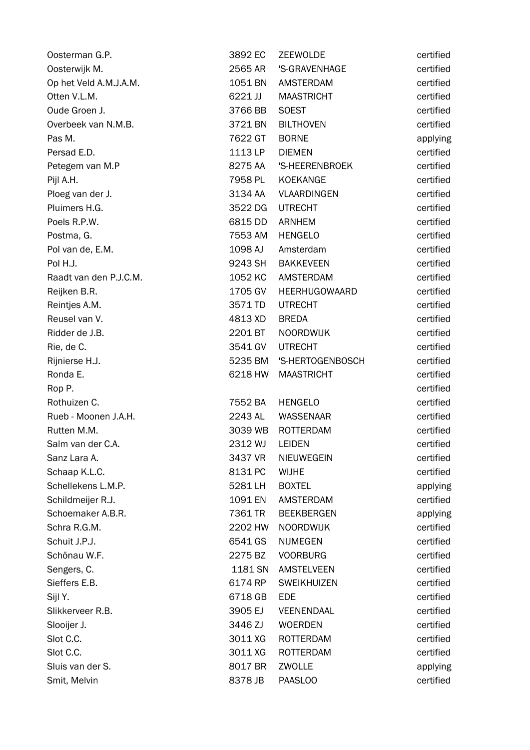| | | | |
|---|---|---|---|
| Oosterman G.P. | 3892 EC | ZEEWOLDE | certified |
| Oosterwijk M. | 2565 AR | 'S-GRAVENHAGE | certified |
| Op het Veld A.M.J.A.M. | 1051 BN | AMSTERDAM | certified |
| Otten V.L.M. | 6221 JJ | MAASTRICHT | certified |
| Oude Groen J. | 3766 BB | SOEST | certified |
| Overbeek van N.M.B. | 3721 BN | BILTHOVEN | certified |
| Pas M. | 7622 GT | BORNE | applying |
| Persad E.D. | 1113 LP | DIEMEN | certified |
| Petegem van M.P | 8275 AA | 'S-HEERENBROEK | certified |
| Pijl A.H. | 7958 PL | KOEKANGE | certified |
| Ploeg van der J. | 3134 AA | VLAARDINGEN | certified |
| Pluimers H.G. | 3522 DG | UTRECHT | certified |
| Poels R.P.W. | 6815 DD | ARNHEM | certified |
| Postma, G. | 7553 AM | HENGELO | certified |
| Pol van de, E.M. | 1098 AJ | Amsterdam | certified |
| Pol H.J. | 9243 SH | BAKKEVEEN | certified |
| Raadt van den P.J.C.M. | 1052 KC | AMSTERDAM | certified |
| Reijken B.R. | 1705 GV | HEERHUGOWAARD | certified |
| Reintjes A.M. | 3571 TD | UTRECHT | certified |
| Reusel van V. | 4813 XD | BREDA | certified |
| Ridder de J.B. | 2201 BT | NOORDWIJK | certified |
| Rie, de C. | 3541 GV | UTRECHT | certified |
| Rijnierse H.J. | 5235 BM | 'S-HERTOGENBOSCH | certified |
| Ronda E. | 6218 HW | MAASTRICHT | certified |
| Rop P. | | | certified |
| Rothuizen C. | 7552 BA | HENGELO | certified |
| Rueb - Moonen J.A.H. | 2243 AL | WASSENAAR | certified |
| Rutten M.M. | 3039 WB | ROTTERDAM | certified |
| Salm van der C.A. | 2312 WJ | LEIDEN | certified |
| Sanz Lara A. | 3437 VR | NIEUWEGEIN | certified |
| Schaap K.L.C. | 8131 PC | WIJHE | certified |
| Schellekens L.M.P. | 5281 LH | BOXTEL | applying |
| Schildmeijer R.J. | 1091 EN | AMSTERDAM | certified |
| Schoemaker A.B.R. | 7361 TR | BEEKBERGEN | applying |
| Schra R.G.M. | 2202 HW | NOORDWIJK | certified |
| Schuit J.P.J. | 6541 GS | NIJMEGEN | certified |
| Schönau W.F. | 2275 BZ | VOORBURG | certified |
| Sengers, C. | 1181 SN | AMSTELVEEN | certified |
| Sieffers E.B. | 6174 RP | SWEIKHUIZEN | certified |
| Sijl Y. | 6718 GB | EDE | certified |
| Slikkerveer R.B. | 3905 EJ | VEENENDAAL | certified |
| Slooijer J. | 3446 ZJ | WOERDEN | certified |
| Slot C.C. | 3011 XG | ROTTERDAM | certified |
| Slot C.C. | 3011 XG | ROTTERDAM | certified |
| Sluis van der S. | 8017 BR | ZWOLLE | applying |
| Smit, Melvin | 8378 JB | PAASLOO | certified |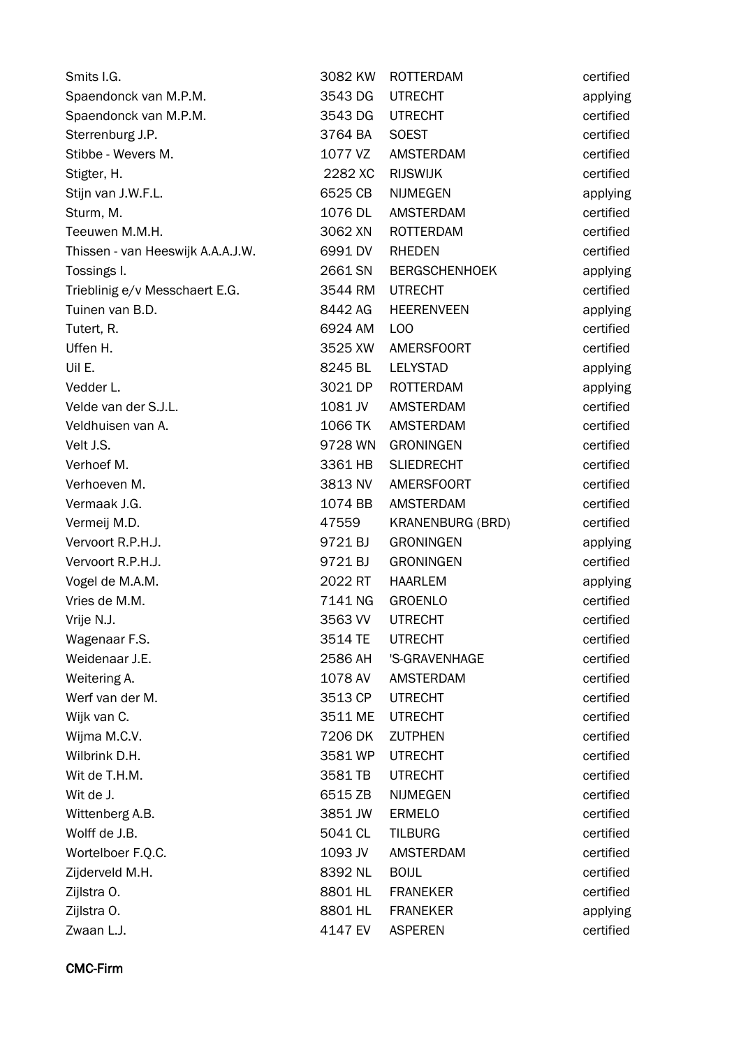| | | | |
|---|---|---|---|
| Smits I.G. | 3082 KW | ROTTERDAM | certified |
| Spaendonck van M.P.M. | 3543 DG | UTRECHT | applying |
| Spaendonck van M.P.M. | 3543 DG | UTRECHT | certified |
| Sterrenburg J.P. | 3764 BA | SOEST | certified |
| Stibbe - Wevers M. | 1077 VZ | AMSTERDAM | certified |
| Stigter, H. | 2282 XC | RIJSWIJK | certified |
| Stijn van J.W.F.L. | 6525 CB | NIJMEGEN | applying |
| Sturm, M. | 1076 DL | AMSTERDAM | certified |
| Teeuwen M.M.H. | 3062 XN | ROTTERDAM | certified |
| Thissen - van Heeswijk A.A.A.J.W. | 6991 DV | RHEDEN | certified |
| Tossings I. | 2661 SN | BERGSCHENHOEK | applying |
| Trieblinig e/v Messchaert E.G. | 3544 RM | UTRECHT | certified |
| Tuinen van B.D. | 8442 AG | HEERENVEEN | applying |
| Tutert, R. | 6924 AM | LOO | certified |
| Uffen H. | 3525 XW | AMERSFOORT | certified |
| Uil E. | 8245 BL | LELYSTAD | applying |
| Vedder L. | 3021 DP | ROTTERDAM | applying |
| Velde van der S.J.L. | 1081 JV | AMSTERDAM | certified |
| Veldhuisen van A. | 1066 TK | AMSTERDAM | certified |
| Velt J.S. | 9728 WN | GRONINGEN | certified |
| Verhoef M. | 3361 HB | SLIEDRECHT | certified |
| Verhoeven M. | 3813 NV | AMERSFOORT | certified |
| Vermaak J.G. | 1074 BB | AMSTERDAM | certified |
| Vermeij M.D. | 47559 | KRANENBURG (BRD) | certified |
| Vervoort R.P.H.J. | 9721 BJ | GRONINGEN | applying |
| Vervoort R.P.H.J. | 9721 BJ | GRONINGEN | certified |
| Vogel de M.A.M. | 2022 RT | HAARLEM | applying |
| Vries de M.M. | 7141 NG | GROENLO | certified |
| Vrije N.J. | 3563 VV | UTRECHT | certified |
| Wagenaar F.S. | 3514 TE | UTRECHT | certified |
| Weidenaar J.E. | 2586 AH | 'S-GRAVENHAGE | certified |
| Weitering A. | 1078 AV | AMSTERDAM | certified |
| Werf van der M. | 3513 CP | UTRECHT | certified |
| Wijk van C. | 3511 ME | UTRECHT | certified |
| Wijma M.C.V. | 7206 DK | ZUTPHEN | certified |
| Wilbrink D.H. | 3581 WP | UTRECHT | certified |
| Wit de T.H.M. | 3581 TB | UTRECHT | certified |
| Wit de J. | 6515 ZB | NIJMEGEN | certified |
| Wittenberg A.B. | 3851 JW | ERMELO | certified |
| Wolff de J.B. | 5041 CL | TILBURG | certified |
| Wortelboer F.Q.C. | 1093 JV | AMSTERDAM | certified |
| Zijderveld M.H. | 8392 NL | BOIJL | certified |
| Zijlstra O. | 8801 HL | FRANEKER | certified |
| Zijlstra O. | 8801 HL | FRANEKER | applying |
| Zwaan L.J. | 4147 EV | ASPEREN | certified |

**CMC-Firm**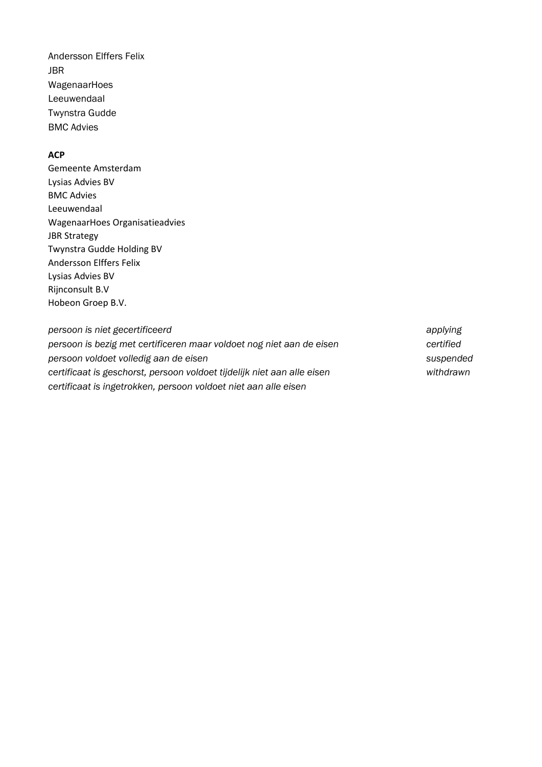Andersson Elffers Felix
JBR
WagenaarHoes
Leeuwendaal
Twynstra Gudde
BMC Advies

**ACP**
Gemeente Amsterdam
Lysias Advies BV
BMC Advies
Leeuwendaal
WagenaarHoes Organisatieadvies
JBR Strategy
Twynstra Gudde Holding BV
Andersson Elffers Felix
Lysias Advies BV
Rijnconsult B.V
Hobeon Groep B.V.

| | |
|---|---|
| *persoon is niet gecertificeerd* | *applying* |
| *persoon is bezig met certificeren maar voldoet nog niet aan de eisen* | *certified* |
| *persoon voldoet volledig aan de eisen* | *suspended* |
| *certificaat is geschorst, persoon voldoet tijdelijk niet aan alle eisen* | *withdrawn* |
| *certificaat is ingetrokken, persoon voldoet niet aan alle eisen* | |